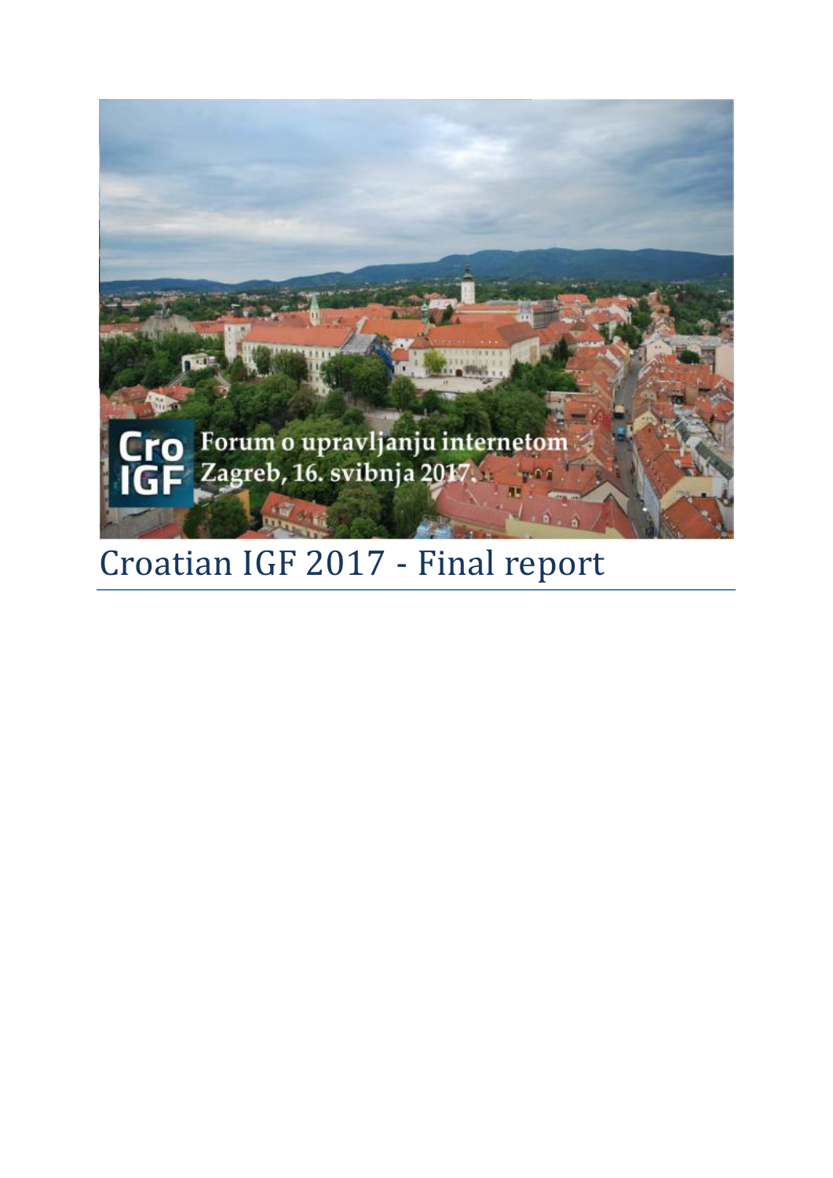# Croatian IGF 2017 - Final report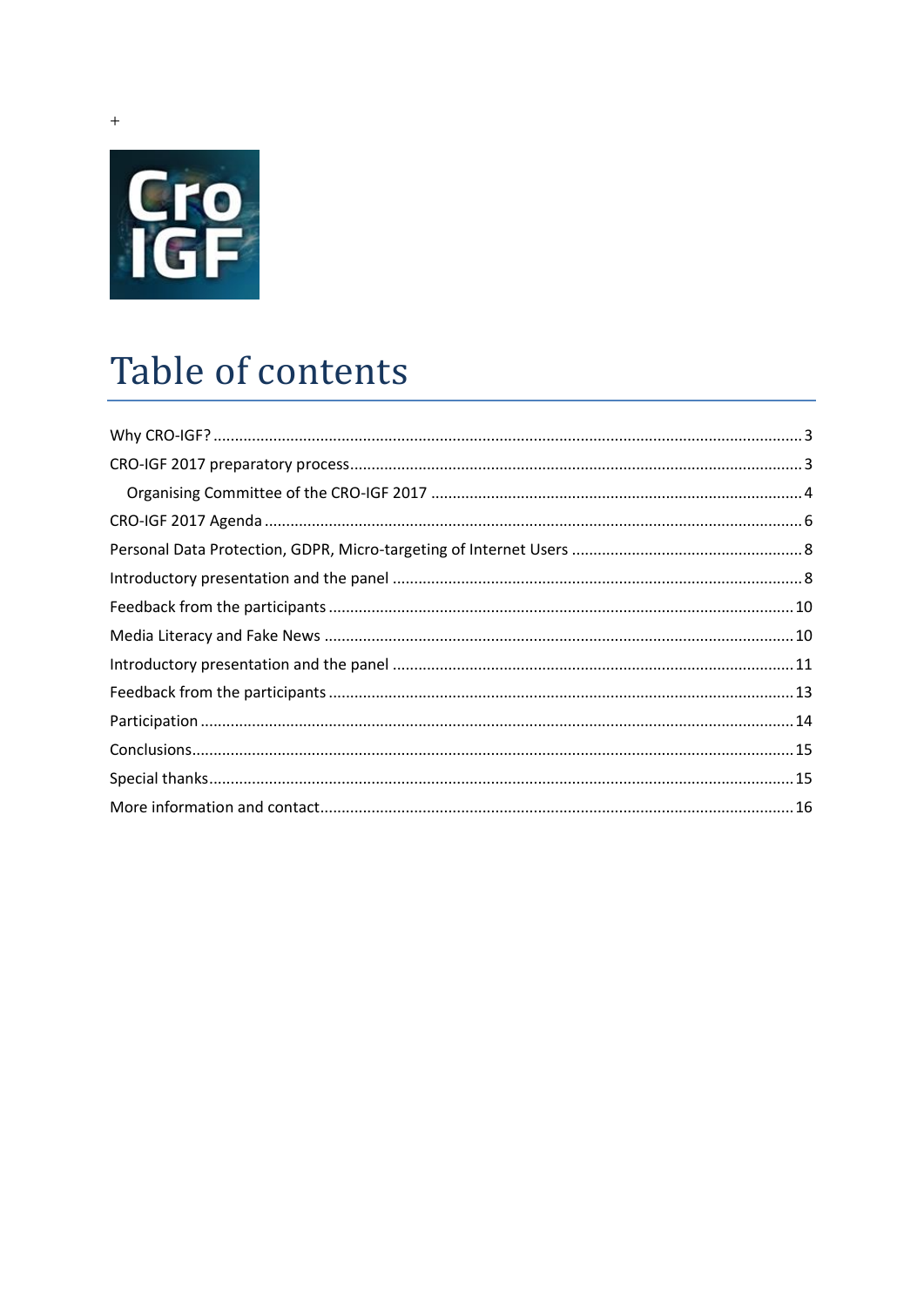+

# Table of contents

- Why CRO-IGF? ... 3
- CRO-IGF 2017 preparatory process ... 3
  - Organising Committee of the CRO-IGF 2017 ... 4
- CRO-IGF 2017 Agenda ... 6
- Personal Data Protection, GDPR, Micro-targeting of Internet Users ... 8
- Introductory presentation and the panel ... 8
- Feedback from the participants ... 10
- Media Literacy and Fake News ... 10
- Introductory presentation and the panel ... 11
- Feedback from the participants ... 13
- Participation ... 14
- Conclusions ... 15
- Special thanks ... 15
- More information and contact ... 16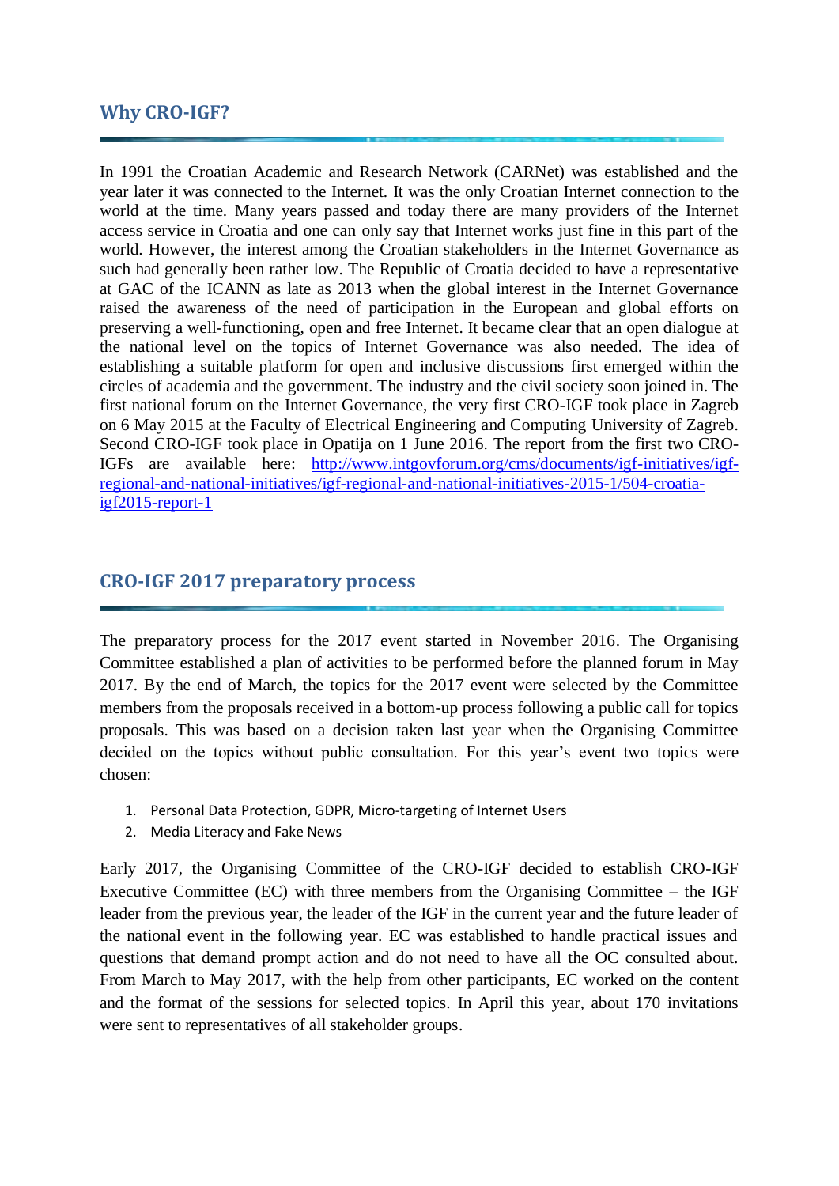## Why CRO-IGF?

In 1991 the Croatian Academic and Research Network (CARNet) was established and the year later it was connected to the Internet. It was the only Croatian Internet connection to the world at the time. Many years passed and today there are many providers of the Internet access service in Croatia and one can only say that Internet works just fine in this part of the world. However, the interest among the Croatian stakeholders in the Internet Governance as such had generally been rather low. The Republic of Croatia decided to have a representative at GAC of the ICANN as late as 2013 when the global interest in the Internet Governance raised the awareness of the need of participation in the European and global efforts on preserving a well-functioning, open and free Internet. It became clear that an open dialogue at the national level on the topics of Internet Governance was also needed. The idea of establishing a suitable platform for open and inclusive discussions first emerged within the circles of academia and the government. The industry and the civil society soon joined in. The first national forum on the Internet Governance, the very first CRO-IGF took place in Zagreb on 6 May 2015 at the Faculty of Electrical Engineering and Computing University of Zagreb. Second CRO-IGF took place in Opatija on 1 June 2016. The report from the first two CRO-IGFs are available here: [http://www.intgovforum.org/cms/documents/igf-initiatives/igf-regional-and-national-initiatives/igf-regional-and-national-initiatives-2015-1/504-croatia-igf2015-report-1](http://www.intgovforum.org/cms/documents/igf-initiatives/igf-regional-and-national-initiatives/igf-regional-and-national-initiatives-2015-1/504-croatia-igf2015-report-1)

## CRO-IGF 2017 preparatory process

The preparatory process for the 2017 event started in November 2016. The Organising Committee established a plan of activities to be performed before the planned forum in May 2017. By the end of March, the topics for the 2017 event were selected by the Committee members from the proposals received in a bottom-up process following a public call for topics proposals. This was based on a decision taken last year when the Organising Committee decided on the topics without public consultation. For this year's event two topics were chosen:

1. Personal Data Protection, GDPR, Micro-targeting of Internet Users
2. Media Literacy and Fake News

Early 2017, the Organising Committee of the CRO-IGF decided to establish CRO-IGF Executive Committee (EC) with three members from the Organising Committee – the IGF leader from the previous year, the leader of the IGF in the current year and the future leader of the national event in the following year. EC was established to handle practical issues and questions that demand prompt action and do not need to have all the OC consulted about. From March to May 2017, with the help from other participants, EC worked on the content and the format of the sessions for selected topics. In April this year, about 170 invitations were sent to representatives of all stakeholder groups.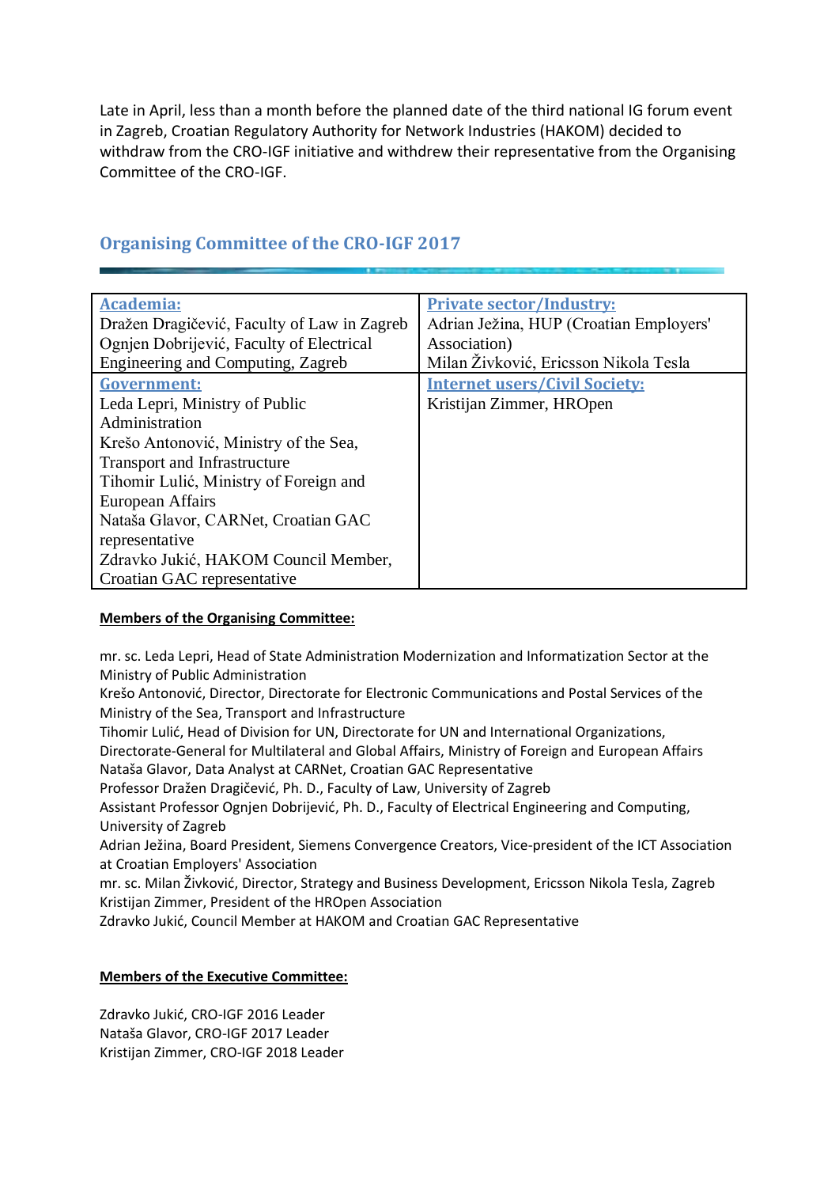Late in April, less than a month before the planned date of the third national IG forum event in Zagreb, Croatian Regulatory Authority for Network Industries (HAKOM) decided to withdraw from the CRO-IGF initiative and withdrew their representative from the Organising Committee of the CRO-IGF.

## Organising Committee of the CRO-IGF 2017

| Academia: | Private sector/Industry: |
|---|---|
| Dražen Dragičević, Faculty of Law in Zagreb<br>Ognjen Dobrijević, Faculty of Electrical Engineering and Computing, Zagreb | Adrian Ježina, HUP (Croatian Employers' Association)<br>Milan Živković, Ericsson Nikola Tesla |
| **Government:** | **Internet users/Civil Society:** |
| Leda Lepri, Ministry of Public Administration<br>Krešo Antonović, Ministry of the Sea, Transport and Infrastructure<br>Tihomir Lulić, Ministry of Foreign and European Affairs<br>Nataša Glavor, CARNet, Croatian GAC representative<br>Zdravko Jukić, HAKOM Council Member, Croatian GAC representative | Kristijan Zimmer, HROpen |

**Members of the Organising Committee:**

mr. sc. Leda Lepri, Head of State Administration Modernization and Informatization Sector at the Ministry of Public Administration
Krešo Antonović, Director, Directorate for Electronic Communications and Postal Services of the Ministry of the Sea, Transport and Infrastructure
Tihomir Lulić, Head of Division for UN, Directorate for UN and International Organizations, Directorate-General for Multilateral and Global Affairs, Ministry of Foreign and European Affairs
Nataša Glavor, Data Analyst at CARNet, Croatian GAC Representative
Professor Dražen Dragičević, Ph. D., Faculty of Law, University of Zagreb
Assistant Professor Ognjen Dobrijević, Ph. D., Faculty of Electrical Engineering and Computing, University of Zagreb
Adrian Ježina, Board President, Siemens Convergence Creators, Vice-president of the ICT Association at Croatian Employers' Association
mr. sc. Milan Živković, Director, Strategy and Business Development, Ericsson Nikola Tesla, Zagreb
Kristijan Zimmer, President of the HROpen Association
Zdravko Jukić, Council Member at HAKOM and Croatian GAC Representative

**Members of the Executive Committee:**

Zdravko Jukić, CRO-IGF 2016 Leader
Nataša Glavor, CRO-IGF 2017 Leader
Kristijan Zimmer, CRO-IGF 2018 Leader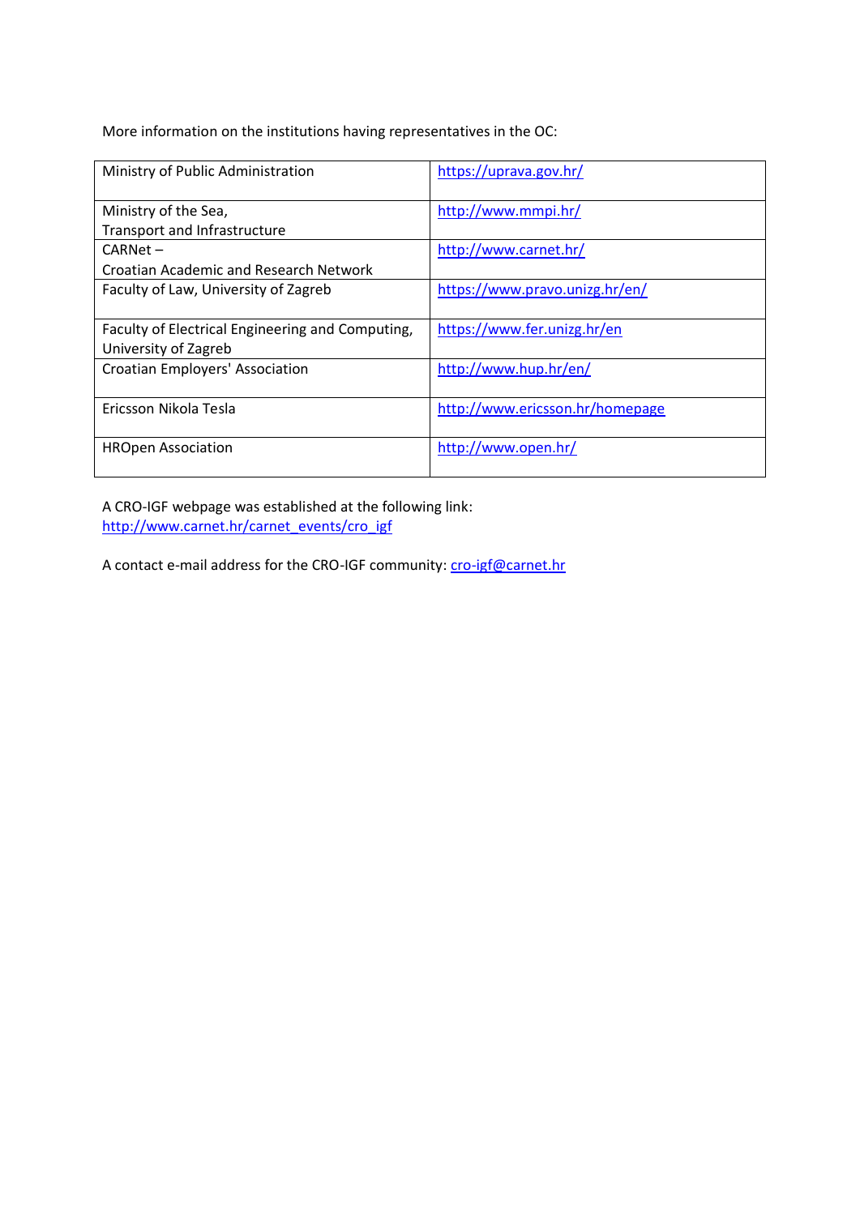More information on the institutions having representatives in the OC:

| Institution | Link |
| --- | --- |
| Ministry of Public Administration | https://uprava.gov.hr/ |
| Ministry of the Sea, Transport and Infrastructure | http://www.mmpi.hr/ |
| CARNet – Croatian Academic and Research Network | http://www.carnet.hr/ |
| Faculty of Law, University of Zagreb | https://www.pravo.unizg.hr/en/ |
| Faculty of Electrical Engineering and Computing, University of Zagreb | https://www.fer.unizg.hr/en |
| Croatian Employers' Association | http://www.hup.hr/en/ |
| Ericsson Nikola Tesla | http://www.ericsson.hr/homepage |
| HROpen Association | http://www.open.hr/ |

A CRO-IGF webpage was established at the following link:
http://www.carnet.hr/carnet_events/cro_igf

A contact e-mail address for the CRO-IGF community: cro-igf@carnet.hr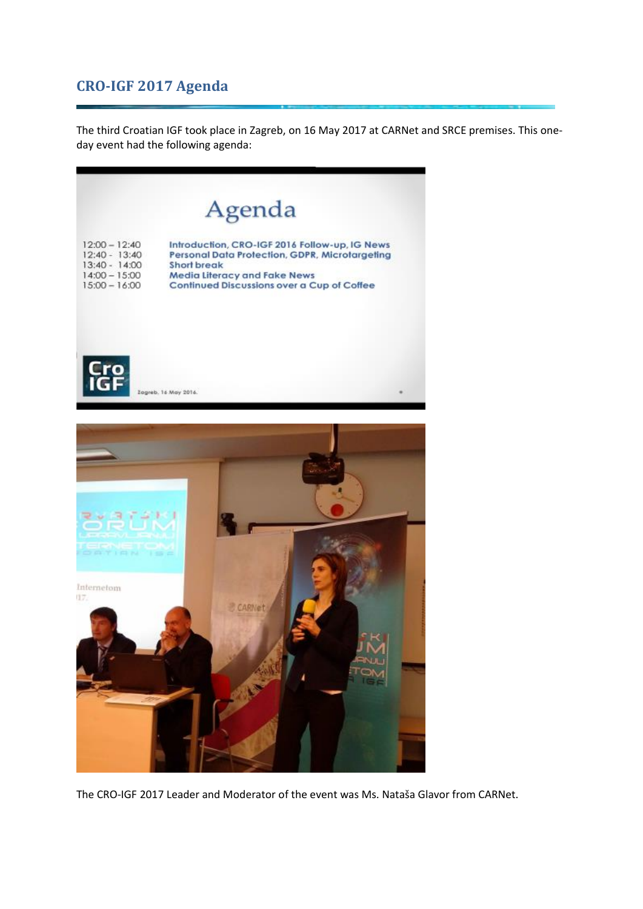## CRO-IGF 2017 Agenda

The third Croatian IGF took place in Zagreb, on 16 May 2017 at CARNet and SRCE premises. This one-day event had the following agenda:

| | |
|---|---|
| 12:00 – 12:40 | Introduction, CRO-IGF 2016 Follow-up, IG News |
| 12:40 - 13:40 | Personal Data Protection, GDPR, Microtargeting |
| 13:40 - 14:00 | Short break |
| 14:00 – 15:00 | Media Literacy and Fake News |
| 15:00 – 16:00 | Continued Discussions over a Cup of Coffee |

The CRO-IGF 2017 Leader and Moderator of the event was Ms. Nataša Glavor from CARNet.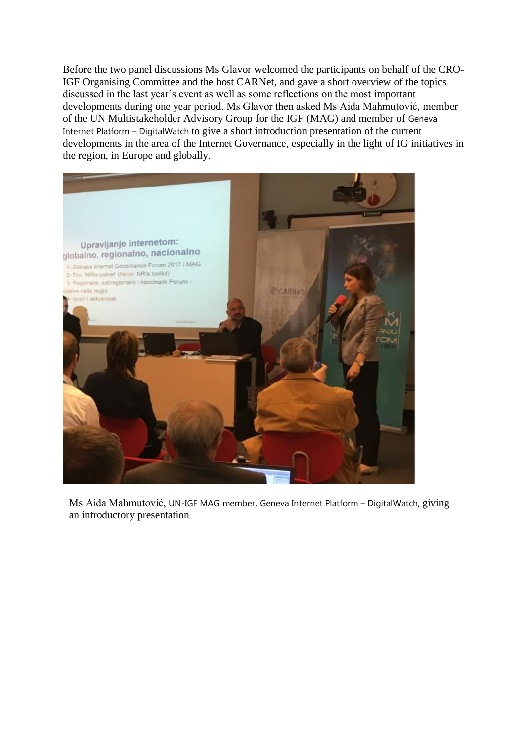Before the two panel discussions Ms Glavor welcomed the participants on behalf of the CRO-IGF Organising Committee and the host CARNet, and gave a short overview of the topics discussed in the last year's event as well as some reflections on the most important developments during one year period. Ms Glavor then asked Ms Aida Mahmutović, member of the UN Multistakeholder Advisory Group for the IGF (MAG) and member of Geneva Internet Platform – DigitalWatch to give a short introduction presentation of the current developments in the area of the Internet Governance, especially in the light of IG initiatives in the region, in Europe and globally.

Ms Aida Mahmutović, UN-IGF MAG member, Geneva Internet Platform – DigitalWatch, giving an introductory presentation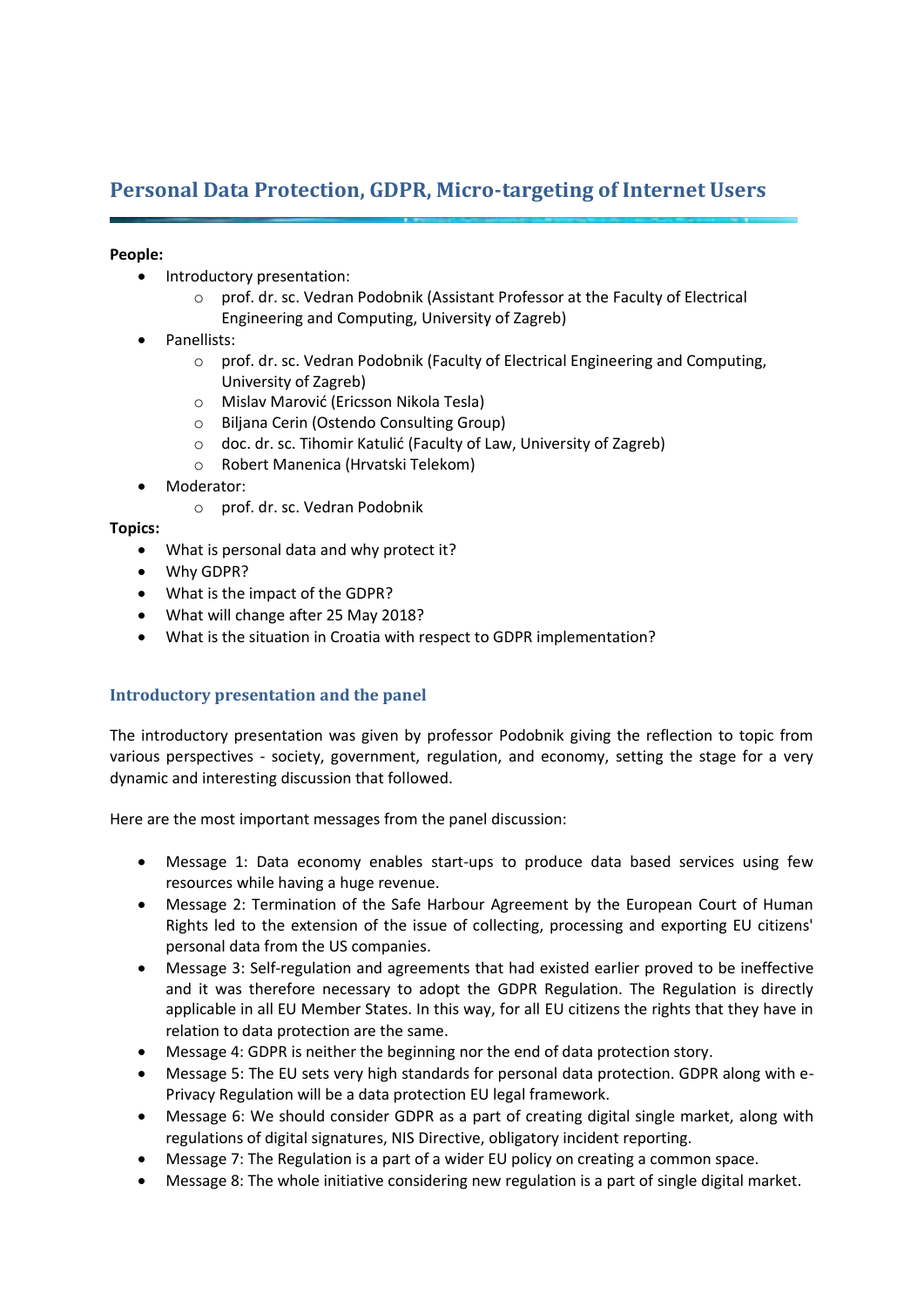# Personal Data Protection, GDPR, Micro-targeting of Internet Users

**People:**

- Introductory presentation:
  - prof. dr. sc. Vedran Podobnik (Assistant Professor at the Faculty of Electrical Engineering and Computing, University of Zagreb)
- Panellists:
  - prof. dr. sc. Vedran Podobnik (Faculty of Electrical Engineering and Computing, University of Zagreb)
  - Mislav Marović (Ericsson Nikola Tesla)
  - Biljana Cerin (Ostendo Consulting Group)
  - doc. dr. sc. Tihomir Katulić (Faculty of Law, University of Zagreb)
  - Robert Manenica (Hrvatski Telekom)
- Moderator:
  - prof. dr. sc. Vedran Podobnik

**Topics:**

- What is personal data and why protect it?
- Why GDPR?
- What is the impact of the GDPR?
- What will change after 25 May 2018?
- What is the situation in Croatia with respect to GDPR implementation?

## Introductory presentation and the panel

The introductory presentation was given by professor Podobnik giving the reflection to topic from various perspectives - society, government, regulation, and economy, setting the stage for a very dynamic and interesting discussion that followed.

Here are the most important messages from the panel discussion:

- Message 1: Data economy enables start-ups to produce data based services using few resources while having a huge revenue.
- Message 2: Termination of the Safe Harbour Agreement by the European Court of Human Rights led to the extension of the issue of collecting, processing and exporting EU citizens' personal data from the US companies.
- Message 3: Self-regulation and agreements that had existed earlier proved to be ineffective and it was therefore necessary to adopt the GDPR Regulation. The Regulation is directly applicable in all EU Member States. In this way, for all EU citizens the rights that they have in relation to data protection are the same.
- Message 4: GDPR is neither the beginning nor the end of data protection story.
- Message 5: The EU sets very high standards for personal data protection. GDPR along with e-Privacy Regulation will be a data protection EU legal framework.
- Message 6: We should consider GDPR as a part of creating digital single market, along with regulations of digital signatures, NIS Directive, obligatory incident reporting.
- Message 7: The Regulation is a part of a wider EU policy on creating a common space.
- Message 8: The whole initiative considering new regulation is a part of single digital market.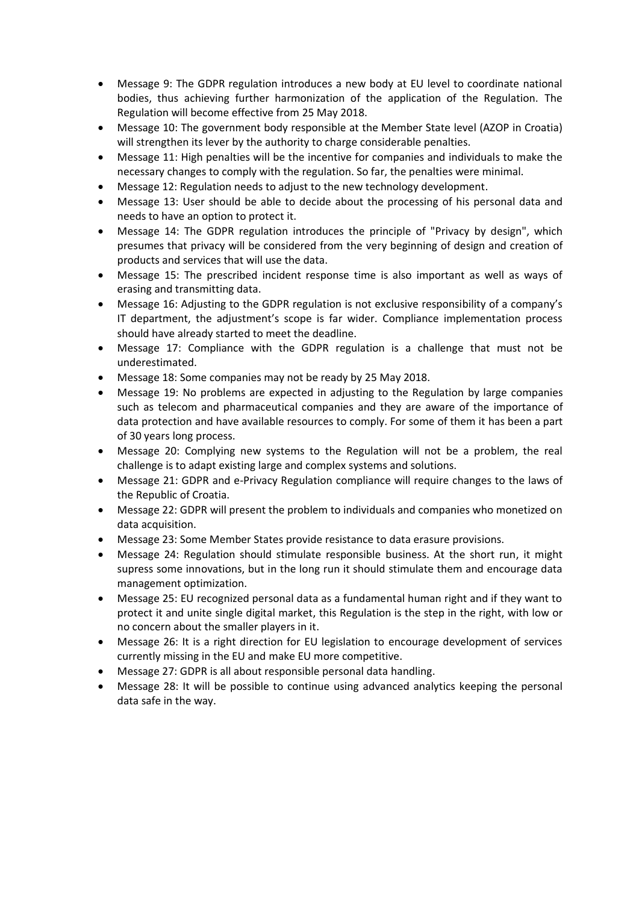- Message 9: The GDPR regulation introduces a new body at EU level to coordinate national bodies, thus achieving further harmonization of the application of the Regulation. The Regulation will become effective from 25 May 2018.
- Message 10: The government body responsible at the Member State level (AZOP in Croatia) will strengthen its lever by the authority to charge considerable penalties.
- Message 11: High penalties will be the incentive for companies and individuals to make the necessary changes to comply with the regulation. So far, the penalties were minimal.
- Message 12: Regulation needs to adjust to the new technology development.
- Message 13: User should be able to decide about the processing of his personal data and needs to have an option to protect it.
- Message 14: The GDPR regulation introduces the principle of "Privacy by design", which presumes that privacy will be considered from the very beginning of design and creation of products and services that will use the data.
- Message 15: The prescribed incident response time is also important as well as ways of erasing and transmitting data.
- Message 16: Adjusting to the GDPR regulation is not exclusive responsibility of a company's IT department, the adjustment's scope is far wider. Compliance implementation process should have already started to meet the deadline.
- Message 17: Compliance with the GDPR regulation is a challenge that must not be underestimated.
- Message 18: Some companies may not be ready by 25 May 2018.
- Message 19: No problems are expected in adjusting to the Regulation by large companies such as telecom and pharmaceutical companies and they are aware of the importance of data protection and have available resources to comply. For some of them it has been a part of 30 years long process.
- Message 20: Complying new systems to the Regulation will not be a problem, the real challenge is to adapt existing large and complex systems and solutions.
- Message 21: GDPR and e-Privacy Regulation compliance will require changes to the laws of the Republic of Croatia.
- Message 22: GDPR will present the problem to individuals and companies who monetized on data acquisition.
- Message 23: Some Member States provide resistance to data erasure provisions.
- Message 24: Regulation should stimulate responsible business. At the short run, it might supress some innovations, but in the long run it should stimulate them and encourage data management optimization.
- Message 25: EU recognized personal data as a fundamental human right and if they want to protect it and unite single digital market, this Regulation is the step in the right, with low or no concern about the smaller players in it.
- Message 26: It is a right direction for EU legislation to encourage development of services currently missing in the EU and make EU more competitive.
- Message 27: GDPR is all about responsible personal data handling.
- Message 28: It will be possible to continue using advanced analytics keeping the personal data safe in the way.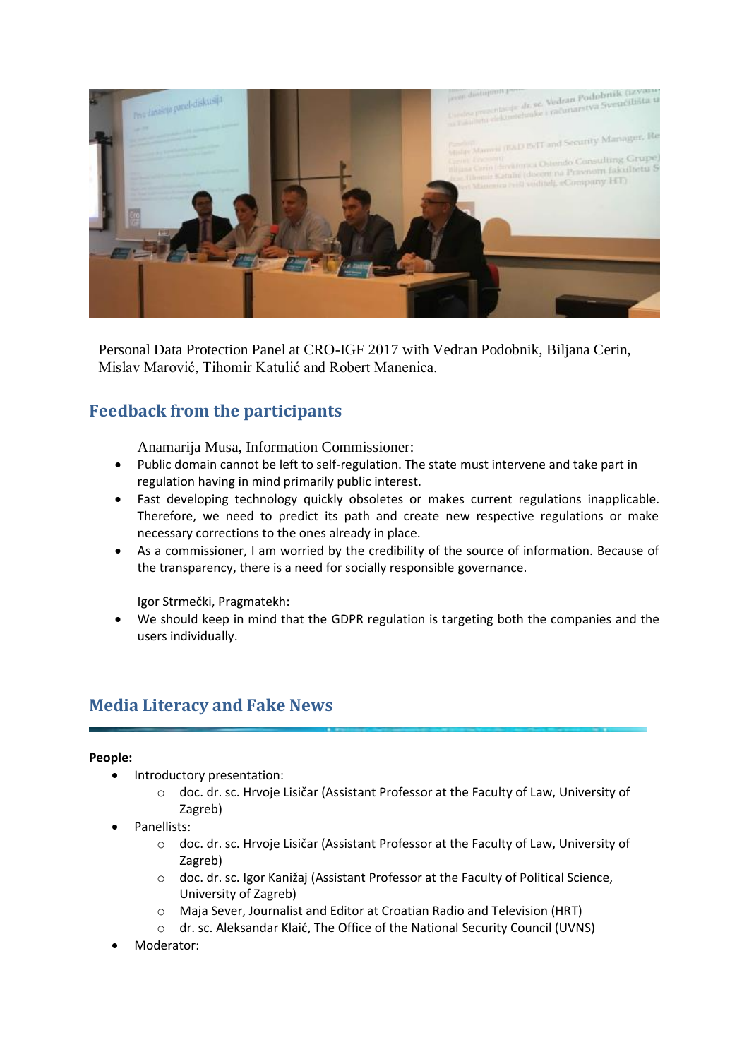Personal Data Protection Panel at CRO-IGF 2017 with Vedran Podobnik, Biljana Cerin, Mislav Marović, Tihomir Katulić and Robert Manenica.

## Feedback from the participants

Anamarija Musa, Information Commissioner:

- Public domain cannot be left to self-regulation. The state must intervene and take part in regulation having in mind primarily public interest.
- Fast developing technology quickly obsoletes or makes current regulations inapplicable. Therefore, we need to predict its path and create new respective regulations or make necessary corrections to the ones already in place.
- As a commissioner, I am worried by the credibility of the source of information. Because of the transparency, there is a need for socially responsible governance.

Igor Strmečki, Pragmatekh:

- We should keep in mind that the GDPR regulation is targeting both the companies and the users individually.

## Media Literacy and Fake News

**People:**

- Introductory presentation:
  - doc. dr. sc. Hrvoje Lisičar (Assistant Professor at the Faculty of Law, University of Zagreb)
- Panellists:
  - doc. dr. sc. Hrvoje Lisičar (Assistant Professor at the Faculty of Law, University of Zagreb)
  - doc. dr. sc. Igor Kanižaj (Assistant Professor at the Faculty of Political Science, University of Zagreb)
  - Maja Sever, Journalist and Editor at Croatian Radio and Television (HRT)
  - dr. sc. Aleksandar Klaić, The Office of the National Security Council (UVNS)
- Moderator: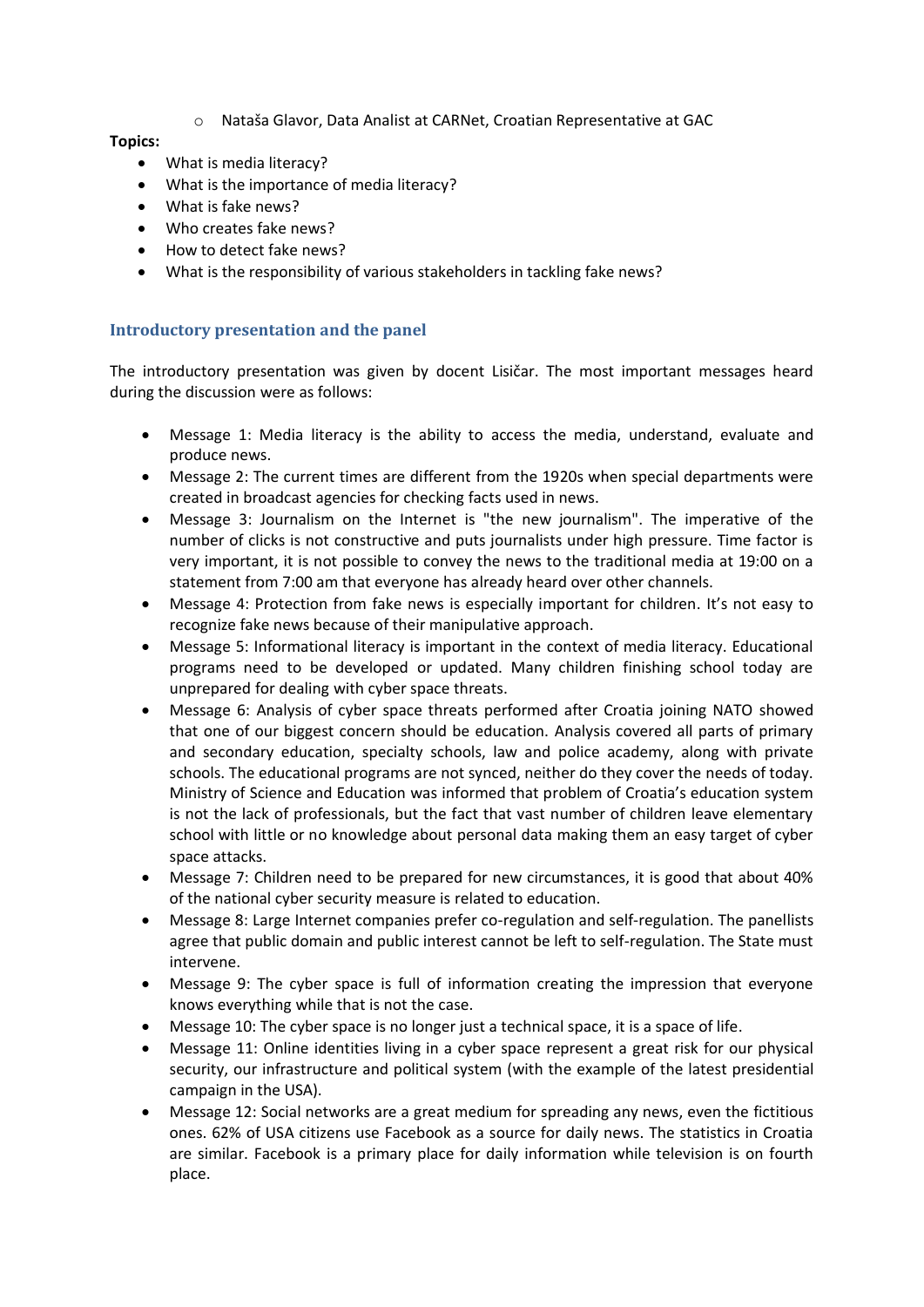- Nataša Glavor, Data Analist at CARNet, Croatian Representative at GAC

**Topics:**

- What is media literacy?
- What is the importance of media literacy?
- What is fake news?
- Who creates fake news?
- How to detect fake news?
- What is the responsibility of various stakeholders in tackling fake news?

## Introductory presentation and the panel

The introductory presentation was given by docent Lisičar. The most important messages heard during the discussion were as follows:

- Message 1: Media literacy is the ability to access the media, understand, evaluate and produce news.
- Message 2: The current times are different from the 1920s when special departments were created in broadcast agencies for checking facts used in news.
- Message 3: Journalism on the Internet is "the new journalism". The imperative of the number of clicks is not constructive and puts journalists under high pressure. Time factor is very important, it is not possible to convey the news to the traditional media at 19:00 on a statement from 7:00 am that everyone has already heard over other channels.
- Message 4: Protection from fake news is especially important for children. It's not easy to recognize fake news because of their manipulative approach.
- Message 5: Informational literacy is important in the context of media literacy. Educational programs need to be developed or updated. Many children finishing school today are unprepared for dealing with cyber space threats.
- Message 6: Analysis of cyber space threats performed after Croatia joining NATO showed that one of our biggest concern should be education. Analysis covered all parts of primary and secondary education, specialty schools, law and police academy, along with private schools. The educational programs are not synced, neither do they cover the needs of today. Ministry of Science and Education was informed that problem of Croatia's education system is not the lack of professionals, but the fact that vast number of children leave elementary school with little or no knowledge about personal data making them an easy target of cyber space attacks.
- Message 7: Children need to be prepared for new circumstances, it is good that about 40% of the national cyber security measure is related to education.
- Message 8: Large Internet companies prefer co-regulation and self-regulation. The panellists agree that public domain and public interest cannot be left to self-regulation. The State must intervene.
- Message 9: The cyber space is full of information creating the impression that everyone knows everything while that is not the case.
- Message 10: The cyber space is no longer just a technical space, it is a space of life.
- Message 11: Online identities living in a cyber space represent a great risk for our physical security, our infrastructure and political system (with the example of the latest presidential campaign in the USA).
- Message 12: Social networks are a great medium for spreading any news, even the fictitious ones. 62% of USA citizens use Facebook as a source for daily news. The statistics in Croatia are similar. Facebook is a primary place for daily information while television is on fourth place.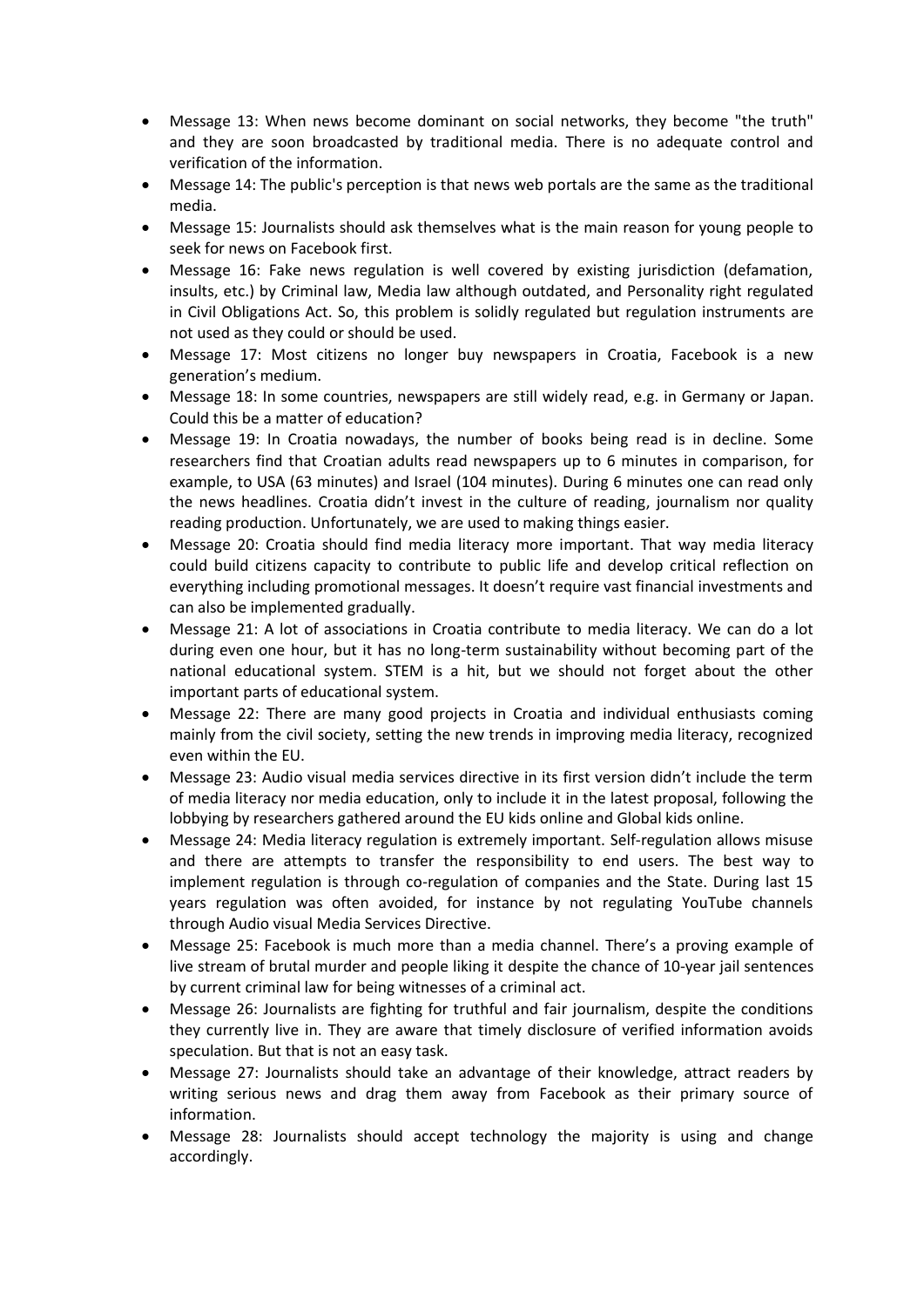- Message 13: When news become dominant on social networks, they become "the truth" and they are soon broadcasted by traditional media. There is no adequate control and verification of the information.
- Message 14: The public's perception is that news web portals are the same as the traditional media.
- Message 15: Journalists should ask themselves what is the main reason for young people to seek for news on Facebook first.
- Message 16: Fake news regulation is well covered by existing jurisdiction (defamation, insults, etc.) by Criminal law, Media law although outdated, and Personality right regulated in Civil Obligations Act. So, this problem is solidly regulated but regulation instruments are not used as they could or should be used.
- Message 17: Most citizens no longer buy newspapers in Croatia, Facebook is a new generation's medium.
- Message 18: In some countries, newspapers are still widely read, e.g. in Germany or Japan. Could this be a matter of education?
- Message 19: In Croatia nowadays, the number of books being read is in decline. Some researchers find that Croatian adults read newspapers up to 6 minutes in comparison, for example, to USA (63 minutes) and Israel (104 minutes). During 6 minutes one can read only the news headlines. Croatia didn't invest in the culture of reading, journalism nor quality reading production. Unfortunately, we are used to making things easier.
- Message 20: Croatia should find media literacy more important. That way media literacy could build citizens capacity to contribute to public life and develop critical reflection on everything including promotional messages. It doesn't require vast financial investments and can also be implemented gradually.
- Message 21: A lot of associations in Croatia contribute to media literacy. We can do a lot during even one hour, but it has no long-term sustainability without becoming part of the national educational system. STEM is a hit, but we should not forget about the other important parts of educational system.
- Message 22: There are many good projects in Croatia and individual enthusiasts coming mainly from the civil society, setting the new trends in improving media literacy, recognized even within the EU.
- Message 23: Audio visual media services directive in its first version didn't include the term of media literacy nor media education, only to include it in the latest proposal, following the lobbying by researchers gathered around the EU kids online and Global kids online.
- Message 24: Media literacy regulation is extremely important. Self-regulation allows misuse and there are attempts to transfer the responsibility to end users. The best way to implement regulation is through co-regulation of companies and the State. During last 15 years regulation was often avoided, for instance by not regulating YouTube channels through Audio visual Media Services Directive.
- Message 25: Facebook is much more than a media channel. There's a proving example of live stream of brutal murder and people liking it despite the chance of 10-year jail sentences by current criminal law for being witnesses of a criminal act.
- Message 26: Journalists are fighting for truthful and fair journalism, despite the conditions they currently live in. They are aware that timely disclosure of verified information avoids speculation. But that is not an easy task.
- Message 27: Journalists should take an advantage of their knowledge, attract readers by writing serious news and drag them away from Facebook as their primary source of information.
- Message 28: Journalists should accept technology the majority is using and change accordingly.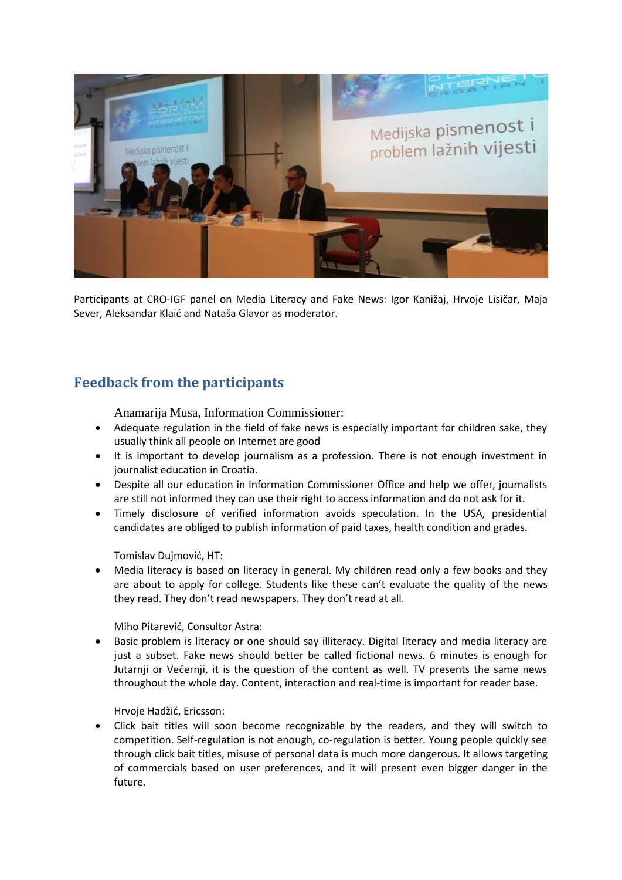Participants at CRO-IGF panel on Media Literacy and Fake News: Igor Kanižaj, Hrvoje Lisičar, Maja Sever, Aleksandar Klaić and Nataša Glavor as moderator.

## Feedback from the participants

Anamarija Musa, Information Commissioner:

- Adequate regulation in the field of fake news is especially important for children sake, they usually think all people on Internet are good
- It is important to develop journalism as a profession. There is not enough investment in journalist education in Croatia.
- Despite all our education in Information Commissioner Office and help we offer, journalists are still not informed they can use their right to access information and do not ask for it.
- Timely disclosure of verified information avoids speculation. In the USA, presidential candidates are obliged to publish information of paid taxes, health condition and grades.

Tomislav Dujmović, HT:

- Media literacy is based on literacy in general. My children read only a few books and they are about to apply for college. Students like these can't evaluate the quality of the news they read. They don't read newspapers. They don't read at all.

Miho Pitarević, Consultor Astra:

- Basic problem is literacy or one should say illiteracy. Digital literacy and media literacy are just a subset. Fake news should better be called fictional news. 6 minutes is enough for Jutarnji or Večernji, it is the question of the content as well. TV presents the same news throughout the whole day. Content, interaction and real-time is important for reader base.

Hrvoje Hadžić, Ericsson:

- Click bait titles will soon become recognizable by the readers, and they will switch to competition. Self-regulation is not enough, co-regulation is better. Young people quickly see through click bait titles, misuse of personal data is much more dangerous. It allows targeting of commercials based on user preferences, and it will present even bigger danger in the future.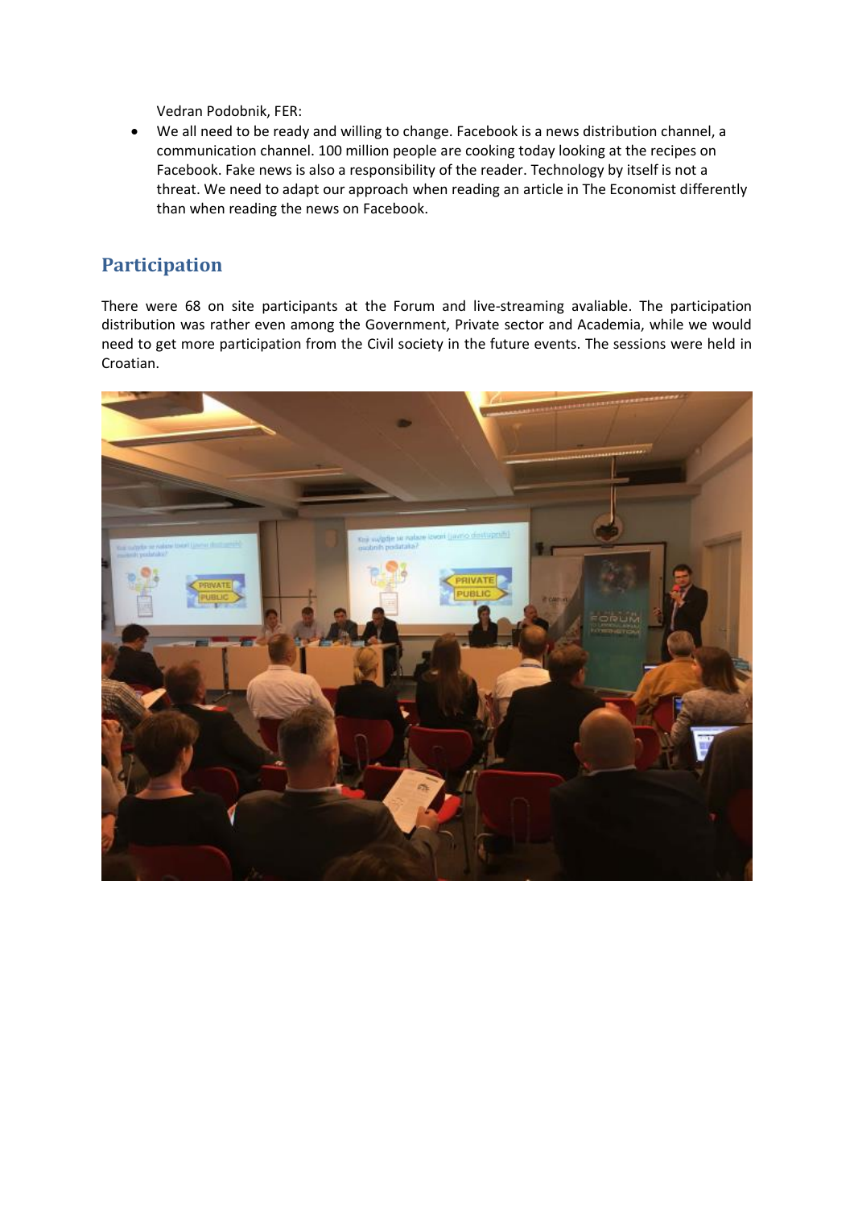Vedran Podobnik, FER:

- We all need to be ready and willing to change. Facebook is a news distribution channel, a communication channel. 100 million people are cooking today looking at the recipes on Facebook. Fake news is also a responsibility of the reader. Technology by itself is not a threat. We need to adapt our approach when reading an article in The Economist differently than when reading the news on Facebook.

## Participation

There were 68 on site participants at the Forum and live-streaming avaliable. The participation distribution was rather even among the Government, Private sector and Academia, while we would need to get more participation from the Civil society in the future events. The sessions were held in Croatian.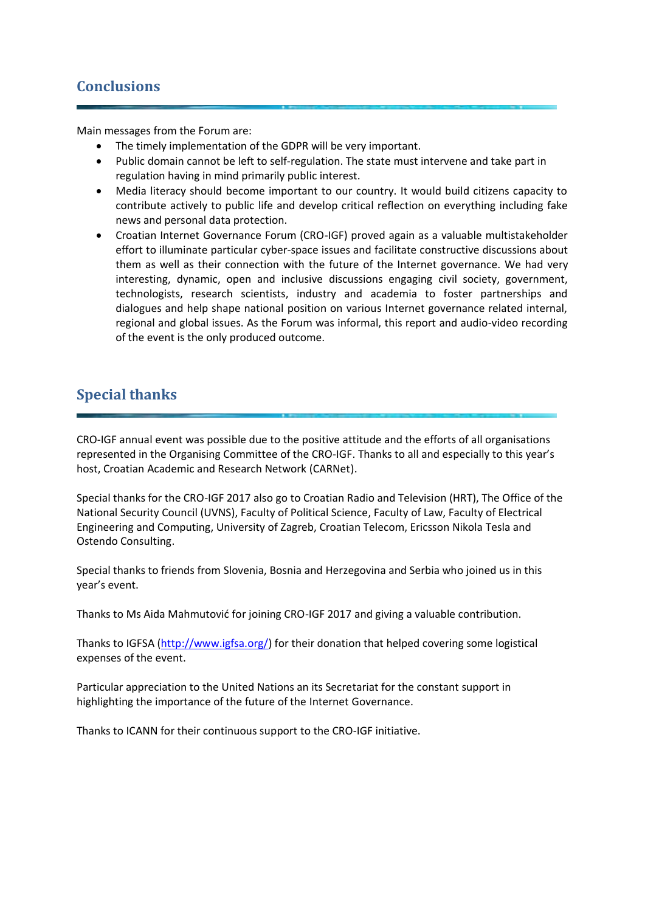## Conclusions

Main messages from the Forum are:

- The timely implementation of the GDPR will be very important.
- Public domain cannot be left to self-regulation. The state must intervene and take part in regulation having in mind primarily public interest.
- Media literacy should become important to our country. It would build citizens capacity to contribute actively to public life and develop critical reflection on everything including fake news and personal data protection.
- Croatian Internet Governance Forum (CRO-IGF) proved again as a valuable multistakeholder effort to illuminate particular cyber-space issues and facilitate constructive discussions about them as well as their connection with the future of the Internet governance. We had very interesting, dynamic, open and inclusive discussions engaging civil society, government, technologists, research scientists, industry and academia to foster partnerships and dialogues and help shape national position on various Internet governance related internal, regional and global issues. As the Forum was informal, this report and audio-video recording of the event is the only produced outcome.

## Special thanks

CRO-IGF annual event was possible due to the positive attitude and the efforts of all organisations represented in the Organising Committee of the CRO-IGF. Thanks to all and especially to this year's host, Croatian Academic and Research Network (CARNet).

Special thanks for the CRO-IGF 2017 also go to Croatian Radio and Television (HRT), The Office of the National Security Council (UVNS), Faculty of Political Science, Faculty of Law, Faculty of Electrical Engineering and Computing, University of Zagreb, Croatian Telecom, Ericsson Nikola Tesla and Ostendo Consulting.

Special thanks to friends from Slovenia, Bosnia and Herzegovina and Serbia who joined us in this year's event.

Thanks to Ms Aida Mahmutović for joining CRO-IGF 2017 and giving a valuable contribution.

Thanks to IGFSA (http://www.igfsa.org/) for their donation that helped covering some logistical expenses of the event.

Particular appreciation to the United Nations an its Secretariat for the constant support in highlighting the importance of the future of the Internet Governance.

Thanks to ICANN for their continuous support to the CRO-IGF initiative.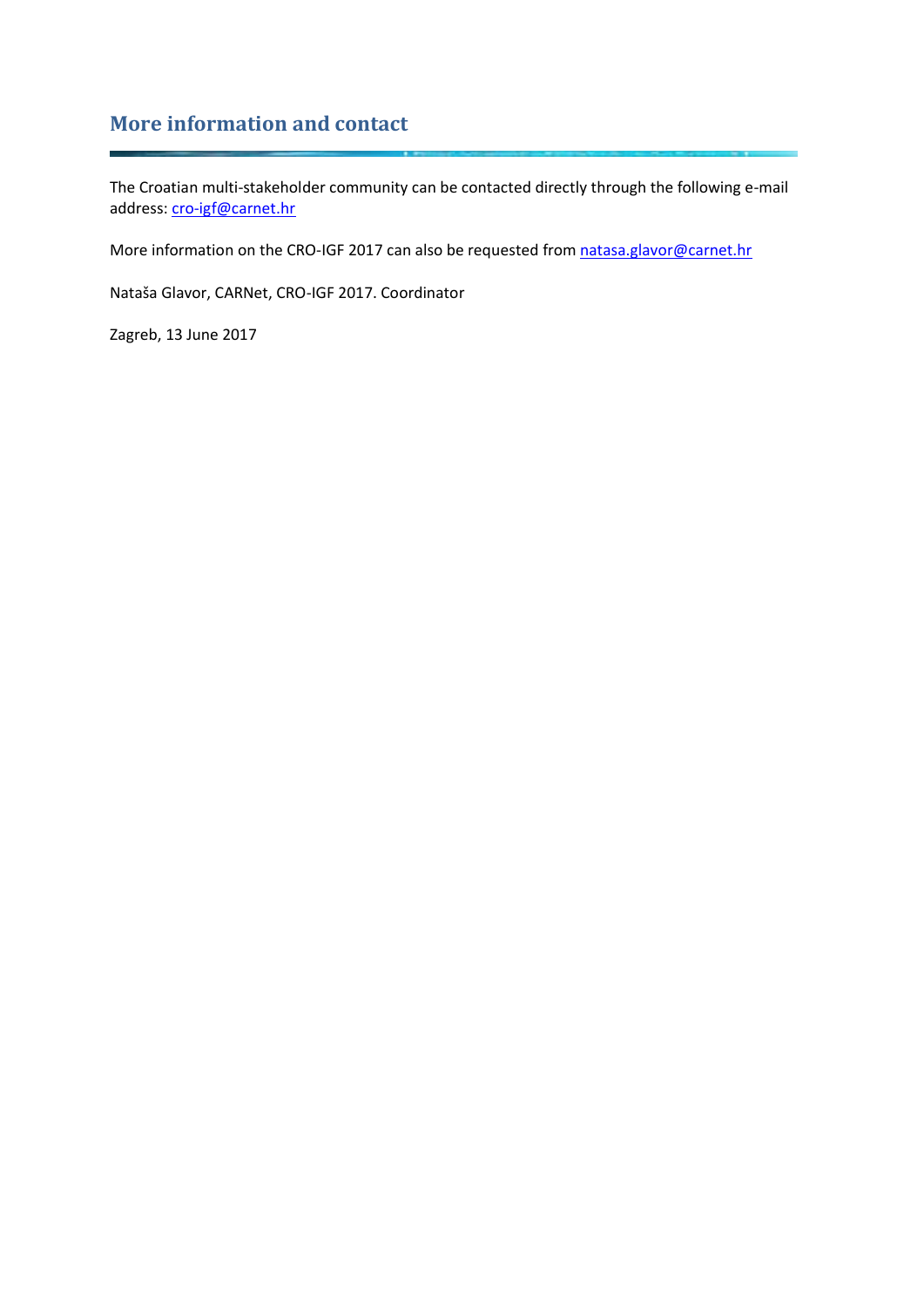## More information and contact

The Croatian multi-stakeholder community can be contacted directly through the following e-mail address: cro-igf@carnet.hr

More information on the CRO-IGF 2017 can also be requested from natasa.glavor@carnet.hr

Nataša Glavor, CARNet, CRO-IGF 2017. Coordinator

Zagreb, 13 June 2017